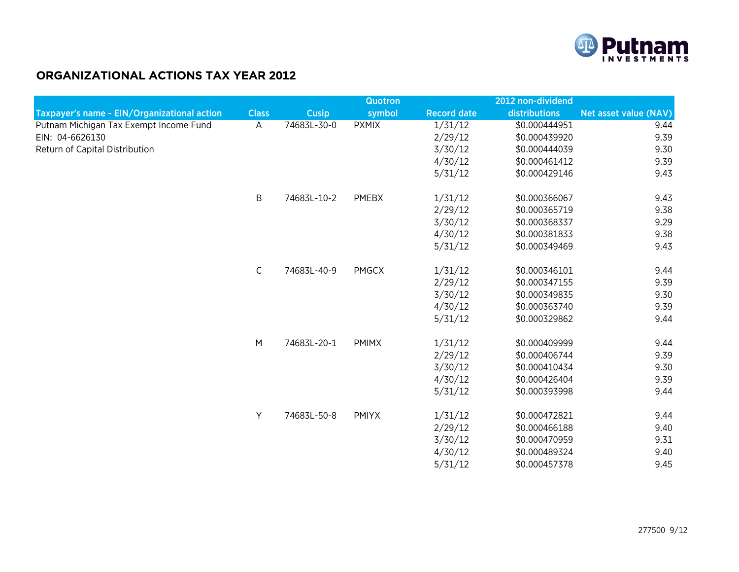# ORGANIZATIONAL ACTIONS TAX YEAR 2012

| Taxpayer's name - EIN/Organizational action | Class | Cusip | Quotron symbol | Record date | 2012 non-dividend distributions | Net asset value (NAV) |
|---|---|---|---|---|---|---|
| Putnam Michigan Tax Exempt Income Fund | A | 74683L-30-0 | PXMIX | 1/31/12 | $0.000444951 | 9.44 |
| EIN: 04-6626130 | | | | 2/29/12 | $0.000439920 | 9.39 |
| Return of Capital Distribution | | | | 3/30/12 | $0.000444039 | 9.30 |
| | | | | 4/30/12 | $0.000461412 | 9.39 |
| | | | | 5/31/12 | $0.000429146 | 9.43 |
| | B | 74683L-10-2 | PMEBX | 1/31/12 | $0.000366067 | 9.43 |
| | | | | 2/29/12 | $0.000365719 | 9.38 |
| | | | | 3/30/12 | $0.000368337 | 9.29 |
| | | | | 4/30/12 | $0.000381833 | 9.38 |
| | | | | 5/31/12 | $0.000349469 | 9.43 |
| | C | 74683L-40-9 | PMGCX | 1/31/12 | $0.000346101 | 9.44 |
| | | | | 2/29/12 | $0.000347155 | 9.39 |
| | | | | 3/30/12 | $0.000349835 | 9.30 |
| | | | | 4/30/12 | $0.000363740 | 9.39 |
| | | | | 5/31/12 | $0.000329862 | 9.44 |
| | M | 74683L-20-1 | PMIMX | 1/31/12 | $0.000409999 | 9.44 |
| | | | | 2/29/12 | $0.000406744 | 9.39 |
| | | | | 3/30/12 | $0.000410434 | 9.30 |
| | | | | 4/30/12 | $0.000426404 | 9.39 |
| | | | | 5/31/12 | $0.000393998 | 9.44 |
| | Y | 74683L-50-8 | PMIYX | 1/31/12 | $0.000472821 | 9.44 |
| | | | | 2/29/12 | $0.000466188 | 9.40 |
| | | | | 3/30/12 | $0.000470959 | 9.31 |
| | | | | 4/30/12 | $0.000489324 | 9.40 |
| | | | | 5/31/12 | $0.000457378 | 9.45 |

277500 9/12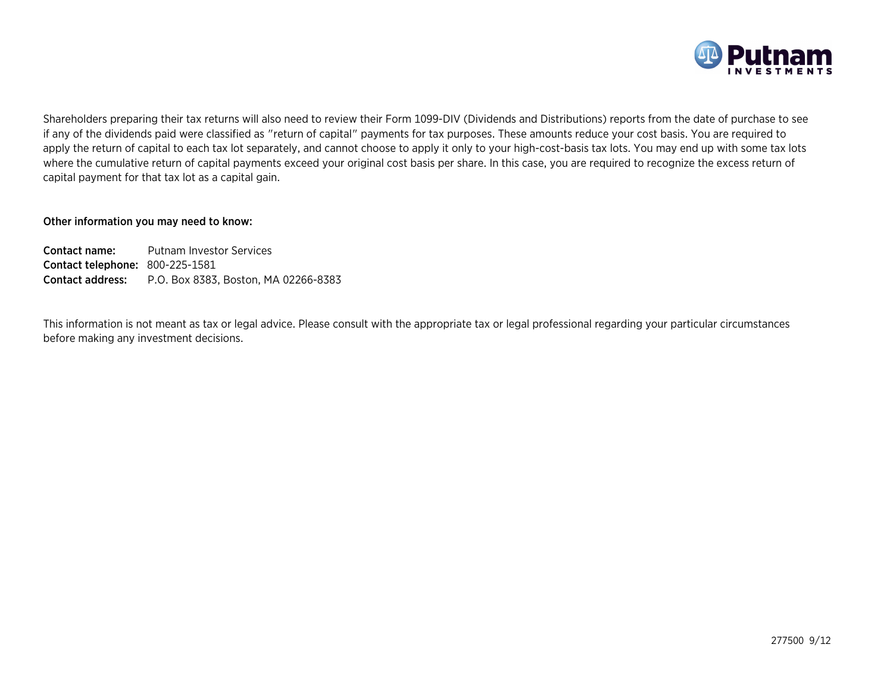Shareholders preparing their tax returns will also need to review their Form 1099-DIV (Dividends and Distributions) reports from the date of purchase to see if any of the dividends paid were classified as "return of capital" payments for tax purposes. These amounts reduce your cost basis. You are required to apply the return of capital to each tax lot separately, and cannot choose to apply it only to your high-cost-basis tax lots. You may end up with some tax lots where the cumulative return of capital payments exceed your original cost basis per share. In this case, you are required to recognize the excess return of capital payment for that tax lot as a capital gain.

**Other information you may need to know:**

**Contact name:** Putnam Investor Services
**Contact telephone:** 800-225-1581
**Contact address:** P.O. Box 8383, Boston, MA 02266-8383

This information is not meant as tax or legal advice. Please consult with the appropriate tax or legal professional regarding your particular circumstances before making any investment decisions.

277500 9/12